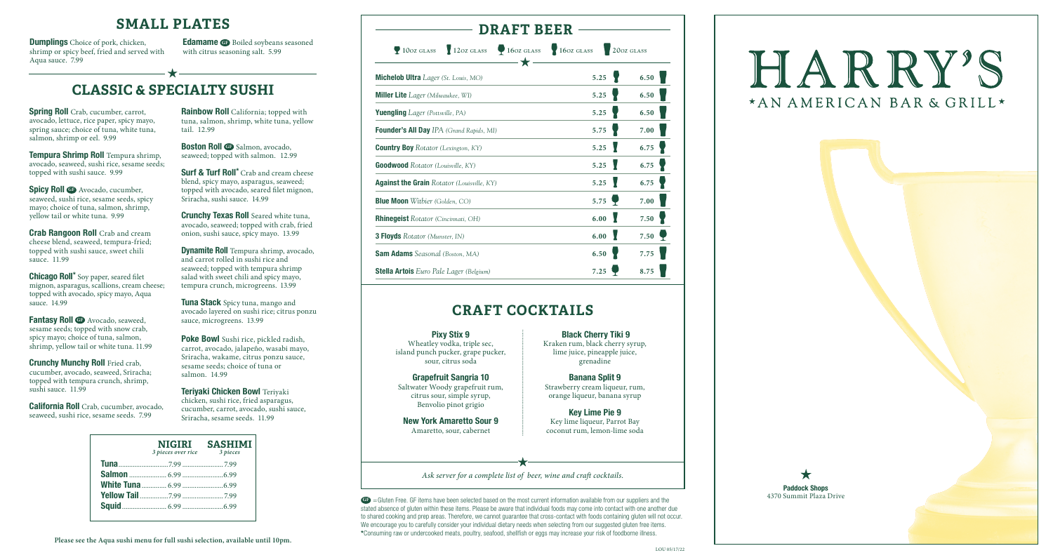## SMALL PLATES

**Dumplings** Choice of pork, chicken, shrimp or spicy beef, fried and served with Aqua sauce. 7.99

**Edamame** GF Boiled soybeans seasoned with citrus seasoning salt. 5.99

## CLASSIC & SPECIALTY SUSHI

**Spring Roll** Crab, cucumber, carrot, avocado, lettuce, rice paper, spicy mayo, spring sauce; choice of tuna, white tuna, salmon, shrimp or eel. 9.99

**Tempura Shrimp Roll** Tempura shrimp, avocado, seaweed, sushi rice, sesame seeds; topped with sushi sauce. 9.99

**Spicy Roll** GF Avocado, cucumber, seaweed, sushi rice, sesame seeds, spicy mayo; choice of tuna, salmon, shrimp, yellow tail or white tuna. 9.99

**Crab Rangoon Roll** Crab and cream cheese blend, seaweed, tempura-fried; topped with sushi sauce, sweet chili sauce. 11.99

**Chicago Roll*** Soy paper, seared filet mignon, asparagus, scallions, cream cheese; topped with avocado, spicy mayo, Aqua sauce. 14.99

**Fantasy Roll** GF Avocado, seaweed, sesame seeds; topped with snow crab, spicy mayo; choice of tuna, salmon, shrimp, yellow tail or white tuna. 11.99

**Crunchy Munchy Roll** Fried crab, cucumber, avocado, seaweed, Sriracha; topped with tempura crunch, shrimp, sushi sauce. 11.99

**California Roll** Crab, cucumber, avocado, seaweed, sushi rice, sesame seeds. 7.99

**Rainbow Roll** California; topped with tuna, salmon, shrimp, white tuna, yellow tail. 12.99

**Boston Roll** GF Salmon, avocado, seaweed; topped with salmon. 12.99

**Surf & Turf Roll*** Crab and cream cheese blend, spicy mayo, asparagus, seaweed; topped with avocado, seared filet mignon, Sriracha, sushi sauce. 14.99

**Crunchy Texas Roll** Seared white tuna, avocado, seaweed; topped with crab, fried onion, sushi sauce, spicy mayo. 13.99

**Dynamite Roll** Tempura shrimp, avocado, and carrot rolled in sushi rice and seaweed; topped with tempura shrimp salad with sweet chili and spicy mayo, tempura crunch, microgreens. 13.99

**Tuna Stack** Spicy tuna, mango and avocado layered on sushi rice; citrus ponzu sauce, microgreens. 13.99

**Poke Bowl** Sushi rice, pickled radish, carrot, avocado, jalapeño, wasabi mayo, Sriracha, wakame, citrus ponzu sauce, sesame seeds; choice of tuna or salmon. 14.99

**Teriyaki Chicken Bowl** Teriyaki chicken, sushi rice, fried asparagus, cucumber, carrot, avocado, sushi sauce, Sriracha, sesame seeds. 11.99

| | NIGIRI *3 pieces over rice* | SASHIMI *3 pieces* |
|---|---|---|
| **Tuna** | 7.99 | 7.99 |
| **Salmon** | 6.99 | 6.99 |
| **White Tuna** | 6.99 | 6.99 |
| **Yellow Tail** | 7.99 | 7.99 |
| **Squid** | 6.99 | 6.99 |

**Please see the Aqua sushi menu for full sushi selection, available until 10pm.**

## DRAFT BEER

10oz glass | 12oz glass | 16oz glass | 16oz glass | 20oz glass

| | | |
|---|---|---|
| **Michelob Ultra** *Lager (St. Louis, MO)* | 5.25 | 6.50 |
| **Miller Lite** *Lager (Milwaukee, WI)* | 5.25 | 6.50 |
| **Yuengling** *Lager (Pottsville, PA)* | 5.25 | 6.50 |
| **Founder's All Day** *IPA (Grand Rapids, MI)* | 5.75 | 7.00 |
| **Country Boy** *Rotator (Lexington, KY)* | 5.25 | 6.75 |
| **Goodwood** *Rotator (Louisville, KY)* | 5.25 | 6.75 |
| **Against the Grain** *Rotator (Louisville, KY)* | 5.25 | 6.75 |
| **Blue Moon** *Witbier (Golden, CO)* | 5.75 | 7.00 |
| **Rhinegeist** *Rotator (Cincinnati, OH)* | 6.00 | 7.50 |
| **3 Floyds** *Rotator (Munster, IN)* | 6.00 | 7.50 |
| **Sam Adams** *Seasonal (Boston, MA)* | 6.50 | 7.75 |
| **Stella Artois** *Euro Pale Lager (Belgium)* | 7.25 | 8.75 |

## CRAFT COCKTAILS

**Pixy Stix 9**
Wheatley vodka, triple sec, island punch pucker, grape pucker, sour, citrus soda

**Grapefruit Sangria 10**
Saltwater Woody grapefruit rum, citrus sour, simple syrup, Benvolio pinot grigio

**New York Amaretto Sour 9**
Amaretto, sour, cabernet

**Black Cherry Tiki 9**
Kraken rum, black cherry syrup, lime juice, pineapple juice, grenadine

**Banana Split 9**
Strawberry cream liqueur, rum, orange liqueur, banana syrup

**Key Lime Pie 9**
Key lime liqueur, Parrot Bay coconut rum, lemon-lime soda

*Ask server for a complete list of beer, wine and craft cocktails.*

GF = Gluten Free. GF items have been selected based on the most current information available from our suppliers and the stated absence of gluten within these items. Please be aware that individual foods may come into contact with one another due to shared cooking and prep areas. Therefore, we cannot guarantee that cross-contact with foods containing gluten will not occur. We encourage you to carefully consider your individual dietary needs when selecting from our suggested gluten free items.
*Consuming raw or undercooked meats, poultry, seafood, shellfish or eggs may increase your risk of foodborne illness.

LOU 05/17/22

# HARRY'S
*AN AMERICAN BAR & GRILL*

**Paddock Shops**
4370 Summit Plaza Drive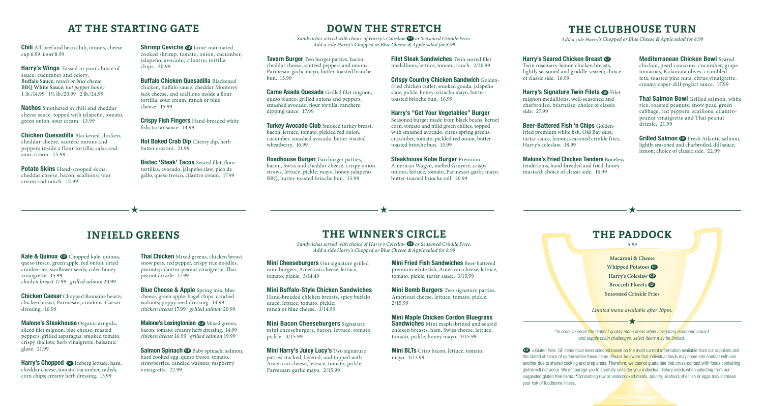## AT THE STARTING GATE

**Chili** All-beef and bean chili, onions, cheese. *cup* 6.99 *bowl* 8.99

**Harry's Wings** Tossed in your choice of sauce; cucumber and celery.
**Buffalo Sauce;** *ranch or blue cheese*
**BBQ White Sauce;** *hot pepper honey*
1 lb./14.99 1½ lb./20.99 2 lb./24.99

**Nachos** Smothered in chili and cheddar cheese sauce, topped with jalapeño, tomato, green onion, sour cream. 13.99

**Chicken Quesadilla** Blackened chicken, cheddar cheese, sautéed onions and peppers inside a flour tortilla; salsa and sour cream. 15.99

**Potato Skins** Hand-scooped skins, cheddar cheese, bacon, scallions; sour cream and ranch. 12.99

**Shrimp Ceviche** GF Lime-marinated cooked shrimp, tomato, onion, cucumber, jalapeño, avocado, cilantro; tortilla chips. 20.99

**Buffalo Chicken Quesadilla** Blackened chicken, buffalo sauce, cheddar Monterey jack cheese, and scallions inside a flour tortilla; sour cream, ranch or blue cheese. 15.99

**Crispy Fish Fingers** Hand-breaded white fish; tartar sauce. 14.99

**Hot Baked Crab Dip** Cheesy dip, herb butter crostini. 21.99

**Bistec 'Steak' Tacos** Seared filet, flour tortillas, avocado, jalapeño slaw, pico de gallo, queso fresco, cilantro cream. 17.99

## DOWN THE STRETCH

*Sandwiches served with choice of Harry's Coleslaw GF or Seasoned Crinkle Fries. Add a side Harry's Chopped or Blue Cheese & Apple salad for 8.99*

**Tavern Burger** Two burger patties, bacon, cheddar cheese, sautéed peppers and onions, Parmesan-garlic mayo, butter-toasted brioche bun. 15.99

**Carne Asada Quesada** Grilled filet mignon, queso blanco, grilled onions and peppers, smashed avocado, flour tortilla; ranchero dipping sauce. 17.99

**Turkey Avocado Club** Smoked turkey breast, bacon, lettuce, tomato, pickled red onion, cucumber, smashed avocado, butter-toasted wheatberry. 16.99

**Roadhouse Burger** Two burger patties, bacon, Swiss and cheddar cheese, crispy onion straws, lettuce, pickle, mayo, honey-jalapeño BBQ, butter-toasted brioche bun. 15.99

**Filet Steak Sandwiches** Twin seared filet medallions, lettuce, tomato, ranch. 2/20.99

**Crispy Country Chicken Sandwich** Golden-fried chicken cutlet, smoked gouda, jalapeño slaw, pickle, honey-sriracha mayo, butter-toasted brioche bun. 16.99

**Harry's "Get Your Vegetables" Burger** Seasoned burger made from black beans, kernel corn, tomato and mild green chilies, topped with smashed avocado, citrus spring greens, cucumber, tomato, pickled red onion, butter-toasted brioche bun. 15.99

**Steakhouse Kobe Burger** Premium American Wagyu, melted Gruyère, crispy onions, lettuce, tomato, Parmesan-garlic mayo, butter-toasted brioche roll. 20.99

## THE CLUBHOUSE TURN

*Add a side Harry's Chopped or Blue Cheese & Apple salad for 8.99*

**Harry's Seared Chicken Breast** GF Twin rosemary-lemon chicken breasts, lightly seasoned and griddle-seared; choice of classic side. 16.99

**Harry's Signature Twin Filets** GF Filet mignon medallions, well-seasoned and charbroiled, béarnaise; choice of classic side. 27.99

**Beer-Battered Fish 'n Chips** Golden-fried premium white fish, Old Bay dust, tartar sauce, lemon; seasoned crinkle fries, Harry's coleslaw. 18.99

**Malone's Fried Chicken Tenders** Boneless tenderloins, hand-breaded and fried, honey mustard; choice of classic side. 16.99

**Mediterranean Chicken Bowl** Seared chicken, pearl couscous, cucumber, grape tomatoes, Kalamata olives, crumbled feta, toasted pine nuts, citrus vinaigrette, creamy caper-dill yogurt sauce. 17.99

**Thai Salmon Bowl** Grilled salmon, white rice, roasted peanuts, snow peas, green cabbage, red peppers, scallions; cilantro-peanut vinaigrette and Thai peanut drizzle. 21.99

**Grilled Salmon** GF Fresh Atlantic salmon, lightly seasoned and charbroiled, dill sauce, lemon; choice of classic side. 22.99

## INFIELD GREENS

**Kale & Quinoa** GF Chopped kale, quinoa, queso fresco, green apple, red onion, dried cranberries, sunflower seeds; cider-honey vinaigrette. 15.99
*chicken breast* 17.99 *grilled salmon* 20.99

**Chicken Caesar** Chopped Romaine hearts, chicken breast, Parmesan, croutons; Caesar dressing. 16.99

**Malone's Steakhouse** Organic arugula, sliced filet mignon, blue cheese, roasted peppers, grilled asparagus, smoked tomato, crispy shallots; herb vinaigrette, balsamic glaze. 21.99

**Harry's Chopped** GF Iceberg lettuce, ham, cheddar cheese, tomato, cucumber, radish, corn chips; creamy herb dressing. 15.99

**Thai Chicken** Mixed greens, chicken breast, snow peas, red pepper, crispy rice noodles, peanuts; cilantro-peanut vinaigrette, Thai peanut drizzle. 17.99

**Blue Cheese & Apple** Spring mix, blue cheese, green apple, bagel chips, candied walnuts; poppy seed dressing. 14.99
*chicken breast* 17.99 *grilled salmon* 20.99

**Malone's Lexingtonian** GF Mixed greens, bacon, tomato; creamy herb dressing. 14.99
*chicken breast* 16.99 *grilled salmon* 19.99

**Salmon Spinach** GF Baby spinach, salmon, hard cooked egg, queso fresco, tomato, strawberries, candied walnuts; raspberry vinaigrette. 22.99

## THE WINNER'S CIRCLE

*Sandwiches served with choice of Harry's Coleslaw GF or Seasoned Crinkle Fries. Add a side Harry's Chopped or Blue Cheese & Apple salad for 8.99*

**Mini Cheeseburgers** Our signature grilled mini burgers, American cheese, lettuce, tomato, pickle. 3/14.49

**Mini Buffalo-Style Chicken Sandwiches** Hand-breaded chicken breasts, spicy buffalo sauce, lettuce, tomato, pickle; ranch or blue cheese. 3/14.99

**Mini Bacon Cheeseburgers** Signature mini cheeseburgers, bacon, lettuce, tomato, pickle. 3/15.99

**Mini Harry's Juicy Lucy's** Two signature patties stacked, layered, and topped with American cheese, lettuce, tomato, pickle, Parmesan-garlic mayo. 2/15.99

**Mini Fried Fish Sandwiches** Beer-battered premium white fish, American cheese, lettuce, tomato, pickle; tartar sauce. 3/15.99

**Mini Bomb Burgers** Two signature patties, American cheese, lettuce, tomato, pickle. 2/15.99

**Mini Maple Chicken Cordon Bluegrass Sandwiches** Mini maple-brined and seared chicken breasts, ham, Swiss cheese, lettuce, tomato, pickle, honey mayo. 3/15.99

**Mini BLTs** Crisp bacon, lettuce, tomato, mayo. 3/13.99

## THE PADDOCK

*5.99*

Macaroni & Cheese
Whipped Potatoes GF
Harry's Coleslaw GF
Broccoli Florets GF
Seasoned Crinkle Fries

*Limited menu available after 10pm.*

*\*In order to serve the highest quality menu items while navigating economic impact and supply chain challenges, select items may be limited.*

GF = Gluten Free. GF items have been selected based on the most current information available from our suppliers and the stated absence of gluten within these items. Please be aware that individual foods may come into contact with one another due to shared cooking and prep areas. Therefore, we cannot guarantee that cross-contact with foods containing gluten will not occur. We encourage you to carefully consider your individual dietary needs when selecting from our suggested gluten free items. \*Consuming raw or undercooked meats, poultry, seafood, shellfish or eggs may increase your risk of foodborne illness.